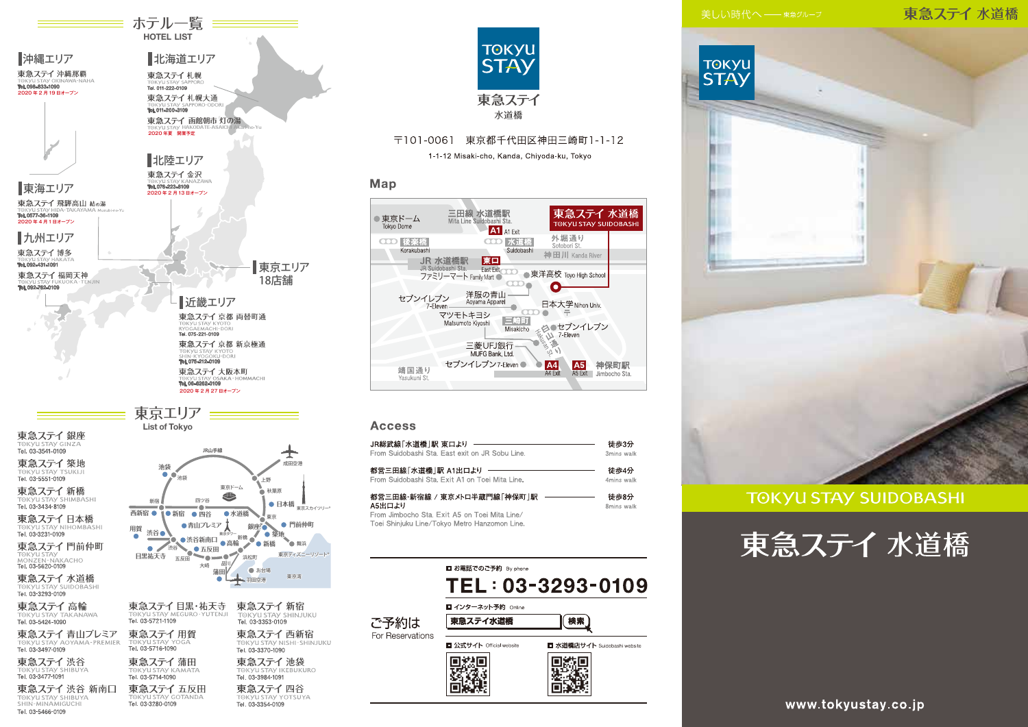# ホテル一覧
HOTEL LIST

## 沖縄エリア

東急ステイ 沖縄那覇
TOKYU STAY OKINAWA-NAHA
Tel. 098-833-1090
2020年2月19日オープン

## 北海道エリア

東急ステイ 札幌
TOKYU STAY SAPPORO
Tel. 011-222-0109

東急ステイ 札幌大通
TOKYU STAY SAPPORO-ODORI
Tel. 011-200-3109

東急ステイ 函館朝市 灯の湯
TOKYU STAY HAKODATE-ASAICHI Akari-no-Yu
2020年夏 開業予定

## 北陸エリア

東急ステイ 金沢
TOKYU STAY KANAZAWA
Tel. 076-223-8109
2020年2月13日オープン

## 東海エリア

東急ステイ 飛騨高山 結の湯
TOKYU STAY HIDA-TAKAYAMA Musubi-no-Yu
Tel. 0577-36-1109
2020年4月1日オープン

## 九州エリア

東急ステイ 博多
TOKYU STAY HAKATA
Tel. 092-431-1091

東急ステイ 福岡天神
TOKYU STAY FUKUOKA-TENJIN
Tel. 092-762-0109

## 東京エリア
18店舗

## 近畿エリア

東急ステイ 京都 両替町通
TOKYU STAY KYOTO RYOGAEMACHI-DORI
Tel. 075-221-0109

東急ステイ 京都 新京極通
TOKYU STAY KYOTO SHIN-KYOGOKU-DORI
Tel. 075-212-0109

東急ステイ 大阪本町
TOKYU STAY OSAKA-HOMMACHI
Tel. 06-6262-0109
2020年2月27日オープン

# 東京エリア
List of Tokyo

東急ステイ 銀座
TOKYU STAY GINZA
Tel. 03-3541-0109

東急ステイ 築地
TOKYU STAY TSUKIJI
Tel. 03-5551-0109

東急ステイ 新橋
TOKYU STAY SHIMBASHI
Tel. 03-3434-8109

東急ステイ 日本橋
TOKYU STAY NIHOMBASHI
Tel. 03-3231-0109

東急ステイ 門前仲町
TOKYU STAY MONZEN-NAKACHO
Tel. 03-5620-0109

東急ステイ 水道橋
TOKYU STAY SUIDOBASHI
Tel. 03-3293-0109

東急ステイ 高輪
TOKYU STAY TAKANAWA
Tel. 03-5424-1090

東急ステイ 青山プレミア
TOKYU STAY AOYAMA-PREMIER
Tel. 03-3497-0109

東急ステイ 渋谷
TOKYU STAY SHIBUYA
Tel. 03-3477-1091

東急ステイ 渋谷 新南口
TOKYU STAY SHIBUYA SHIN-MINAMIGUCHI
Tel. 03-5466-0109

東急ステイ 目黒・祐天寺
TOKYU STAY MEGURO-YUTENJI
Tel. 03-5721-1109

東急ステイ 用賀
TOKYU STAY YOGA
Tel. 03-5716-1090

東急ステイ 蒲田
TOKYU STAY KAMATA
Tel. 03-5714-1090

東急ステイ 五反田
TOKYU STAY GOTANDA
Tel. 03-3280-0109

東急ステイ 新宿
TOKYU STAY SHINJUKU
Tel. 03-3353-0109

東急ステイ 西新宿
TOKYU STAY NISHI-SHINJUKU
Tel. 03-3370-1090

東急ステイ 池袋
TOKYU STAY IKEBUKURO
Tel. 03-3984-1091

東急ステイ 四谷
TOKYU STAY YOTSUYA
Tel. 03-3354-0109

---

TOKYU STAY
東急ステイ
水道橋

〒101-0061 東京都千代田区神田三崎町1-1-12
1-1-12 Misaki-cho, Kanda, Chiyoda-ku, Tokyo

## Map

## Access

JR総武線「水道橋」駅 東口より — 徒歩3分
From Suidobashi Sta. East exit on JR Sobu Line. — 3mins walk

都営三田線「水道橋」駅 A1出口より — 徒歩4分
From Suidobashi Sta. Exit A1 on Toei Mita Line. — 4mins walk

都営三田線・新宿線 / 東京メトロ半蔵門線「神保町」駅 A5出口より — 徒歩8分
From Jimbocho Sta. Exit A5 on Toei Mita Line/ Toei Shinjuku Line/Tokyo Metro Hanzomon Line. — 8mins walk

## ご予約は
For Reservations

お電話でのご予約 By phone
**TEL：03-3293-0109**

インターネット予約 Online
東急ステイ水道橋 検索

公式サイト Official website
水道橋店サイト Suidobashi website

---

美しい時代へ —— 東急グループ

東急ステイ 水道橋

TOKYU STAY

TOKYU STAY SUIDOBASHI

# 東急ステイ 水道橋

www.tokyustay.co.jp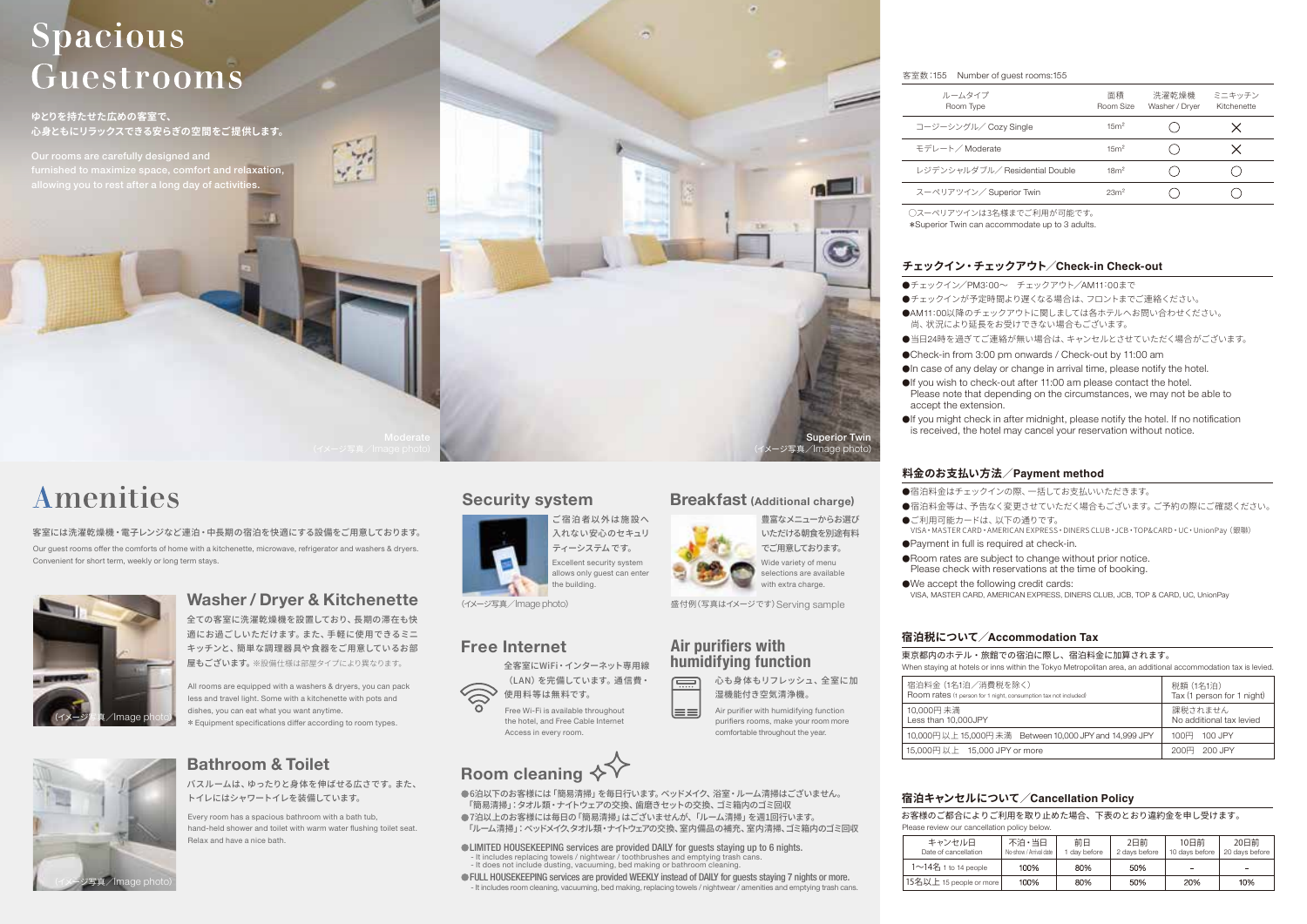# Spacious Guestrooms

**ゆとりを持たせた広めの客室で、心身ともにリラックスできる安らぎの空間をご提供します。**

Our rooms are carefully designed and furnished to maximize space, comfort and relaxation, allowing you to rest after a long day of activities.

Moderate
(イメージ写真／Image photo)

Superior Twin
(イメージ写真／Image photo)

客室数：155　Number of guest rooms:155

| ルームタイプ Room Type | 面積 Room Size | 洗濯乾燥機 Washer / Dryer | ミニキッチン Kitchenette |
|---|---|---|---|
| コージーシングル／ Cozy Single | 15m² | ○ | × |
| モデレート／ Moderate | 15m² | ○ | × |
| レジデンシャルダブル／ Residential Double | 18m² | ○ | ○ |
| スーペリアツイン／ Superior Twin | 23m² | ○ | ○ |

○スーペリアツインは3名様までご利用が可能です。
*Superior Twin can accommodate up to 3 adults.

## チェックイン・チェックアウト／Check-in Check-out

- チェックイン／PM3:00〜　チェックアウト／AM11:00まで
- チェックインが予定時間より遅くなる場合は、フロントまでご連絡ください。
- AM11:00以降のチェックアウトに関しましては各ホテルへお問い合わせください。尚、状況により延長をお受けできない場合もございます。
- 当日24時を過ぎてご連絡が無い場合は、キャンセルとさせていただく場合がございます。
- Check-in from 3:00 pm onwards / Check-out by 11:00 am
- In case of any delay or change in arrival time, please notify the hotel.
- If you wish to check-out after 11:00 am please contact the hotel. Please note that depending on the circumstances, we may not be able to accept the extension.
- If you might check in after midnight, please notify the hotel. If no notification is received, the hotel may cancel your reservation without notice.

## 料金のお支払い方法／Payment method

- 宿泊料金はチェックインの際、一括してお支払いいただきます。
- 宿泊料金等は、予告なく変更させていただく場合もございます。ご予約の際にご確認ください。
- ご利用可能カードは、以下の通りです。
  VISA・MASTER CARD・AMERICAN EXPRESS・DINERS CLUB・JCB・TOP&CARD・UC・UnionPay（銀聯）
- Payment in full is required at check-in.
- Room rates are subject to change without prior notice. Please check with reservations at the time of booking.
- We accept the following credit cards:
  VISA, MASTER CARD, AMERICAN EXPRESS, DINERS CLUB, JCB, TOP & CARD, UC, UnionPay

## 宿泊税について／Accommodation Tax

東京都内のホテル・旅館での宿泊に際し、宿泊料金に加算されます。
When staying at hotels or inns within the Tokyo Metropolitan area, an additional accommodation tax is levied.

| 宿泊料金（1名1泊／消費税を除く） Room rates (1 person for 1 night, consumption tax not included) | 税額（1名1泊） Tax (1 person for 1 night) |
|---|---|
| 10,000円未満 Less than 10,000JPY | 課税されません No additional tax levied |
| 10,000円以上 15,000円未満　Between 10,000 JPY and 14,999 JPY | 100円　100 JPY |
| 15,000円以上　15,000 JPY or more | 200円　200 JPY |

## 宿泊キャンセルについて／Cancellation Policy

お客様のご都合によりご利用を取り止めた場合、下表のとおり違約金を申し受けます。
Please review our cancellation policy below.

| キャンセル日 Date of cancellation | 不泊・当日 No show / Arrival date | 前日 1 day before | 2日前 2 days before | 10日前 10 days before | 20日前 20 days before |
|---|---|---|---|---|---|
| 1〜14名 1 to 14 people | 100% | 80% | 50% | – | – |
| 15名以上 15 people or more | 100% | 80% | 50% | 20% | 10% |

# Amenities

客室には洗濯乾燥機・電子レンジなど連泊・中長期の宿泊を快適にする設備をご用意しております。

Our guest rooms offer the comforts of home with a kitchenette, microwave, refrigerator and washers & dryers. Convenient for short term, weekly or long term stays.

## Washer / Dryer & Kitchenette

全ての客室に洗濯乾燥機を設置しており、長期の滞在も快適にお過ごしいただけます。また、手軽に使用できるミニキッチンと、簡単な調理器具や食器をご用意しているお部屋もございます。※設備仕様は部屋タイプにより異なります。

All rooms are equipped with a washers & dryers, you can pack less and travel light. Some with a kitchenette with pots and dishes, you can eat what you want anytime.
* Equipment specifications differ according to room types.

(イメージ写真／Image photo)

## Bathroom & Toilet

バスルームは、ゆったりと身体を伸ばせる広さです。また、トイレにはシャワートイレを装備しています。

Every room has a spacious bathroom with a bath tub, hand-held shower and toilet with warm water flushing toilet seat. Relax and have a nice bath.

(イメージ写真／Image photo)

## Security system

ご宿泊者以外は施設へ入れない安心のセキュリティーシステムです。

Excellent security system allows only guest can enter the building.

(イメージ写真／Image photo)

## Breakfast (Additional charge)

豊富なメニューからお選びいただける朝食を別途有料でご用意しております。

Wide variety of menu selections are available with extra charge.

盛付例（写真はイメージです）Serving sample

## Free Internet

全客室にWiFi・インターネット専用線（LAN）を完備しています。通信費・使用料等は無料です。

Free Wi-Fi is available throughout the hotel, and Free Cable Internet Access in every room.

## Air purifiers with humidifying function

心も身体もリフレッシュ、全室に加湿機能付き空気清浄機。

Air purifier with humidifying function purifiers rooms, make your room more comfortable throughout the year.

## Room cleaning

- 6泊以下のお客様には「簡易清掃」を毎日行います。ベッドメイク、浴室・ルーム清掃はございません。
  「簡易清掃」：タオル類・ナイトウェアの交換、歯磨きセットの交換、ゴミ箱内のゴミ回収
- 7泊以上のお客様には毎日の「簡易清掃」はございませんが、「ルーム清掃」を週1回行います。
  「ルーム清掃」：ベッドメイク、タオル類・ナイトウェアの交換、室内備品の補充、室内清掃、ゴミ箱内のゴミ回収
- LIMITED HOUSEKEEPING services are provided DAILY for guests staying up to 6 nights.
  - It includes replacing towels / nightwear / toothbrushes and emptying trash cans.
  - It does not include dusting, vacuuming, bed making or bathroom cleaning.
- FULL HOUSEKEEPING services are provided WEEKLY instead of DAILY for guests staying 7 nights or more.
  - It includes room cleaning, vacuuming, bed making, replacing towels / nightwear / amenities and emptying trash cans.